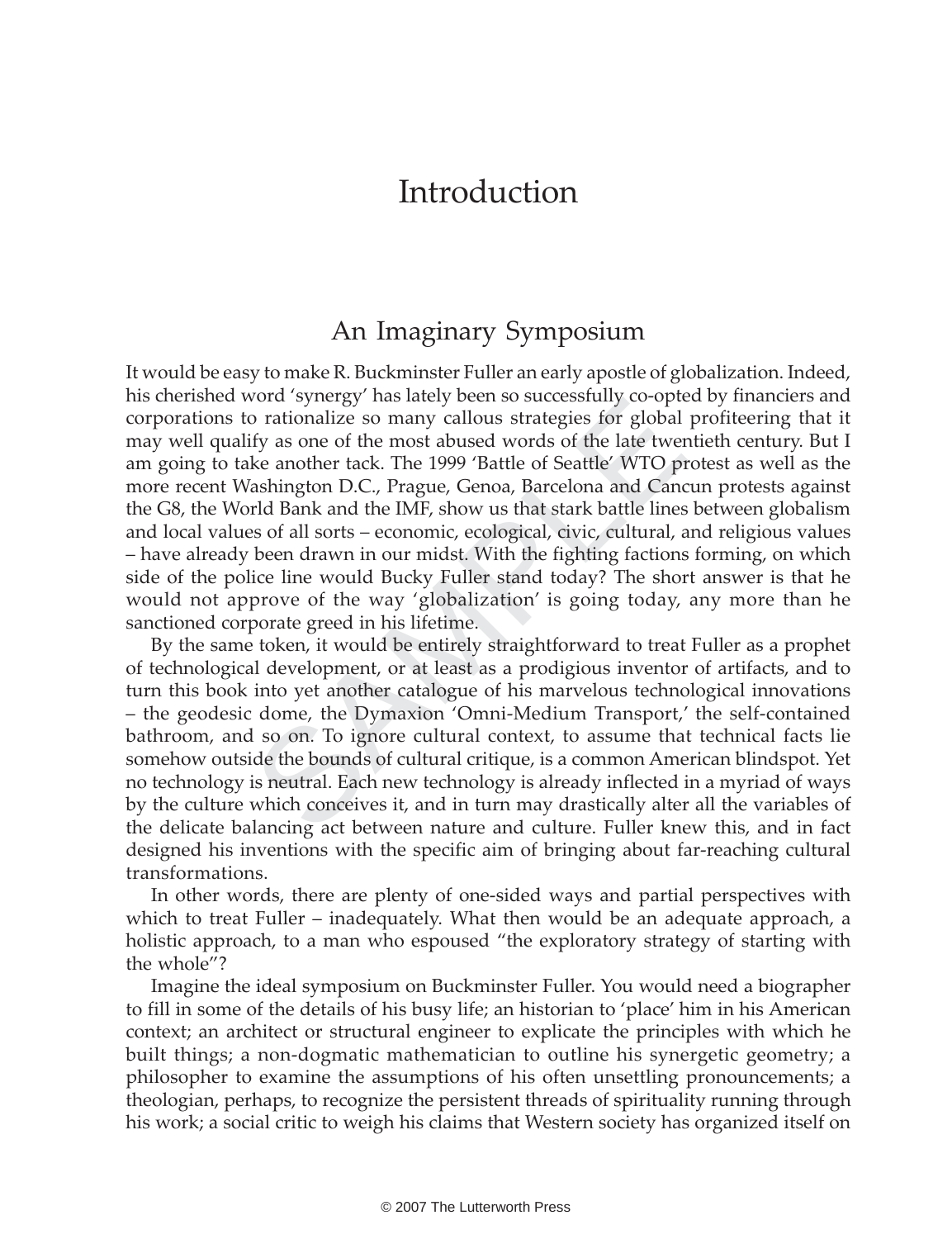# Introduction

## An Imaginary Symposium

It would be easy to make R. Buckminster Fuller an early apostle of globalization. Indeed, his cherished word 'synergy' has lately been so successfully co-opted by financiers and corporations to rationalize so many callous strategies for global profiteering that it may well qualify as one of the most abused words of the late twentieth century. But I am going to take another tack. The 1999 'Battle of Seattle' WTO protest as well as the more recent Washington D.C., Prague, Genoa, Barcelona and Cancun protests against the G8, the World Bank and the IMF, show us that stark battle lines between globalism and local values of all sorts – economic, ecological, civic, cultural, and religious values – have already been drawn in our midst. With the fighting factions forming, on which side of the police line would Bucky Fuller stand today? The short answer is that he would not approve of the way 'globalization' is going today, any more than he sanctioned corporate greed in his lifetime.

By the same token, it would be entirely straightforward to treat Fuller as a prophet of technological development, or at least as a prodigious inventor of artifacts, and to turn this book into yet another catalogue of his marvelous technological innovations – the geodesic dome, the Dymaxion 'Omni-Medium Transport,' the self-contained bathroom, and so on. To ignore cultural context, to assume that technical facts lie somehow outside the bounds of cultural critique, is a common American blindspot. Yet no technology is neutral. Each new technology is already inflected in a myriad of ways by the culture which conceives it, and in turn may drastically alter all the variables of the delicate balancing act between nature and culture. Fuller knew this, and in fact designed his inventions with the specific aim of bringing about far-reaching cultural transformations.

In other words, there are plenty of one-sided ways and partial perspectives with which to treat Fuller – inadequately. What then would be an adequate approach, a holistic approach, to a man who espoused "the exploratory strategy of starting with the whole"?

Imagine the ideal symposium on Buckminster Fuller. You would need a biographer to fill in some of the details of his busy life; an historian to 'place' him in his American context; an architect or structural engineer to explicate the principles with which he built things; a non-dogmatic mathematician to outline his synergetic geometry; a philosopher to examine the assumptions of his often unsettling pronouncements; a theologian, perhaps, to recognize the persistent threads of spirituality running through his work; a social critic to weigh his claims that Western society has organized itself on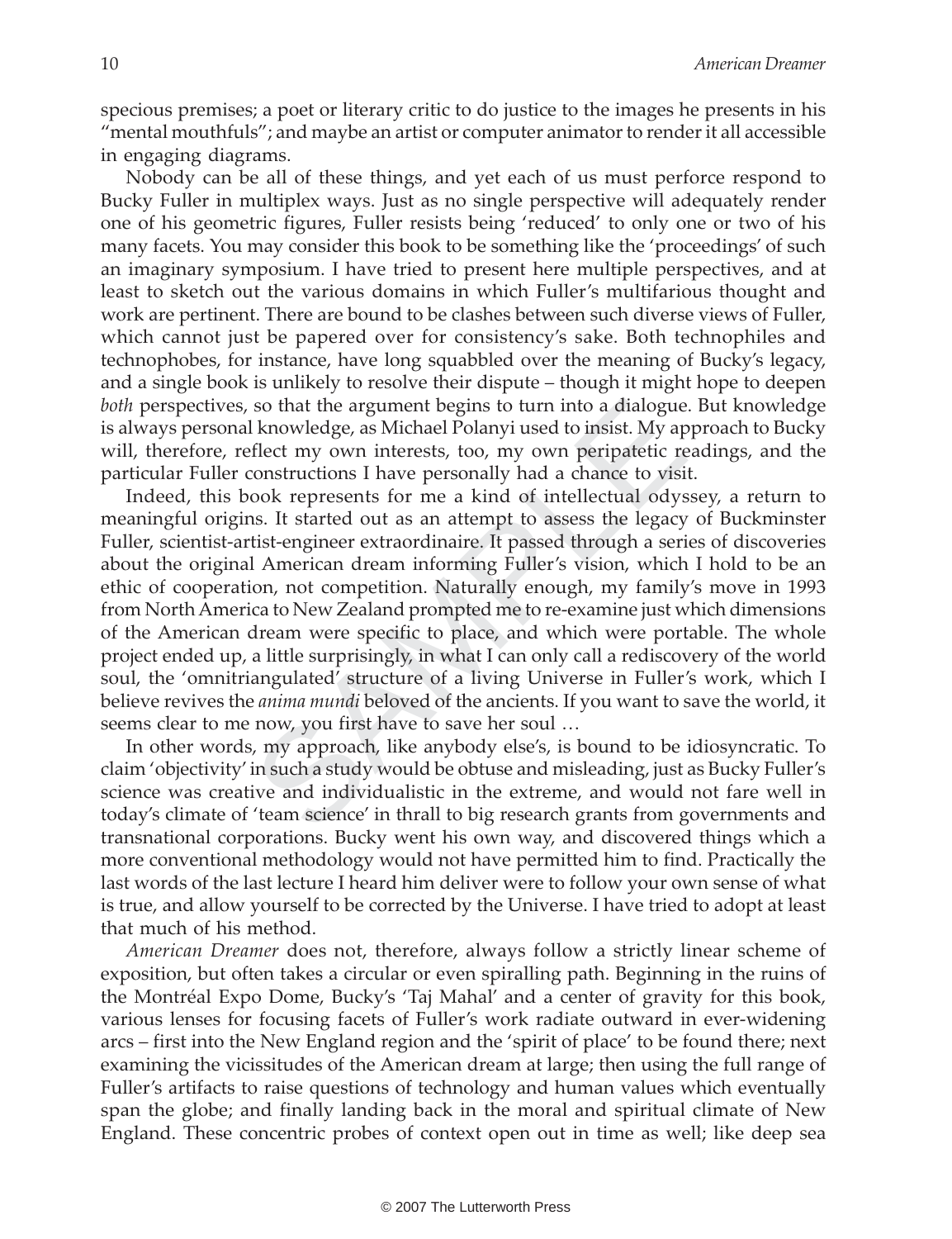specious premises; a poet or literary critic to do justice to the images he presents in his "mental mouthfuls"; and maybe an artist or computer animator to render it all accessible in engaging diagrams.

Nobody can be all of these things, and yet each of us must perforce respond to Bucky Fuller in multiplex ways. Just as no single perspective will adequately render one of his geometric figures, Fuller resists being 'reduced' to only one or two of his many facets. You may consider this book to be something like the 'proceedings' of such an imaginary symposium. I have tried to present here multiple perspectives, and at least to sketch out the various domains in which Fuller's multifarious thought and work are pertinent. There are bound to be clashes between such diverse views of Fuller, which cannot just be papered over for consistency's sake. Both technophiles and technophobes, for instance, have long squabbled over the meaning of Bucky's legacy, and a single book is unlikely to resolve their dispute – though it might hope to deepen *both* perspectives, so that the argument begins to turn into a dialogue. But knowledge is always personal knowledge, as Michael Polanyi used to insist. My approach to Bucky will, therefore, reflect my own interests, too, my own peripatetic readings, and the particular Fuller constructions I have personally had a chance to visit.

Indeed, this book represents for me a kind of intellectual odyssey, a return to meaningful origins. It started out as an attempt to assess the legacy of Buckminster Fuller, scientist-artist-engineer extraordinaire. It passed through a series of discoveries about the original American dream informing Fuller's vision, which I hold to be an ethic of cooperation, not competition. Naturally enough, my family's move in 1993 from North America to New Zealand prompted me to re-examine just which dimensions of the American dream were specific to place, and which were portable. The whole project ended up, a little surprisingly, in what I can only call a rediscovery of the world soul, the 'omnitriangulated' structure of a living Universe in Fuller's work, which I believe revives the *anima mundi* beloved of the ancients. If you want to save the world, it seems clear to me now, you first have to save her soul …

In other words, my approach, like anybody else's, is bound to be idiosyncratic. To claim 'objectivity' in such a study would be obtuse and misleading, just as Bucky Fuller's science was creative and individualistic in the extreme, and would not fare well in today's climate of 'team science' in thrall to big research grants from governments and transnational corporations. Bucky went his own way, and discovered things which a more conventional methodology would not have permitted him to find. Practically the last words of the last lecture I heard him deliver were to follow your own sense of what is true, and allow yourself to be corrected by the Universe. I have tried to adopt at least that much of his method.

*American Dreamer* does not, therefore, always follow a strictly linear scheme of exposition, but often takes a circular or even spiralling path. Beginning in the ruins of the Montréal Expo Dome, Bucky's 'Taj Mahal' and a center of gravity for this book, various lenses for focusing facets of Fuller's work radiate outward in ever-widening arcs – first into the New England region and the 'spirit of place' to be found there; next examining the vicissitudes of the American dream at large; then using the full range of Fuller's artifacts to raise questions of technology and human values which eventually span the globe; and finally landing back in the moral and spiritual climate of New England. These concentric probes of context open out in time as well; like deep sea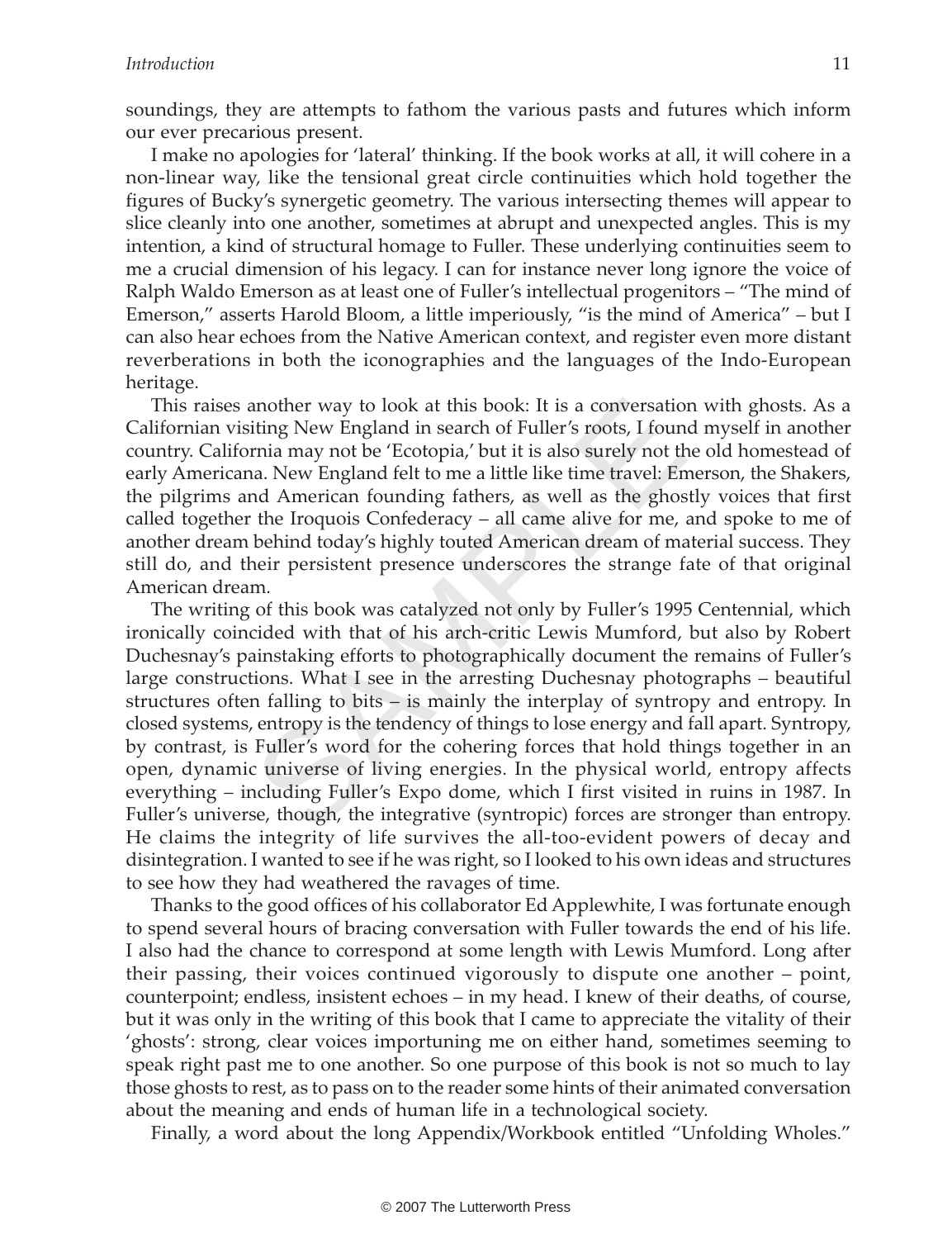soundings, they are attempts to fathom the various pasts and futures which inform our ever precarious present.

I make no apologies for 'lateral' thinking. If the book works at all, it will cohere in a non-linear way, like the tensional great circle continuities which hold together the figures of Bucky's synergetic geometry. The various intersecting themes will appear to slice cleanly into one another, sometimes at abrupt and unexpected angles. This is my intention, a kind of structural homage to Fuller. These underlying continuities seem to me a crucial dimension of his legacy. I can for instance never long ignore the voice of Ralph Waldo Emerson as at least one of Fuller's intellectual progenitors – "The mind of Emerson," asserts Harold Bloom, a little imperiously, "is the mind of America" – but I can also hear echoes from the Native American context, and register even more distant reverberations in both the iconographies and the languages of the Indo-European heritage.

This raises another way to look at this book: It is a conversation with ghosts. As a Californian visiting New England in search of Fuller's roots, I found myself in another country. California may not be 'Ecotopia,' but it is also surely not the old homestead of early Americana. New England felt to me a little like time travel: Emerson, the Shakers, the pilgrims and American founding fathers, as well as the ghostly voices that first called together the Iroquois Confederacy – all came alive for me, and spoke to me of another dream behind today's highly touted American dream of material success. They still do, and their persistent presence underscores the strange fate of that original American dream.

The writing of this book was catalyzed not only by Fuller's 1995 Centennial, which ironically coincided with that of his arch-critic Lewis Mumford, but also by Robert Duchesnay's painstaking efforts to photographically document the remains of Fuller's large constructions. What I see in the arresting Duchesnay photographs – beautiful structures often falling to bits – is mainly the interplay of syntropy and entropy. In closed systems, entropy is the tendency of things to lose energy and fall apart. Syntropy, by contrast, is Fuller's word for the cohering forces that hold things together in an open, dynamic universe of living energies. In the physical world, entropy affects everything – including Fuller's Expo dome, which I first visited in ruins in 1987. In Fuller's universe, though, the integrative (syntropic) forces are stronger than entropy. He claims the integrity of life survives the all-too-evident powers of decay and disintegration. I wanted to see if he was right, so I looked to his own ideas and structures to see how they had weathered the ravages of time.

Thanks to the good offices of his collaborator Ed Applewhite, I was fortunate enough to spend several hours of bracing conversation with Fuller towards the end of his life. I also had the chance to correspond at some length with Lewis Mumford. Long after their passing, their voices continued vigorously to dispute one another – point, counterpoint; endless, insistent echoes – in my head. I knew of their deaths, of course, but it was only in the writing of this book that I came to appreciate the vitality of their 'ghosts': strong, clear voices importuning me on either hand, sometimes seeming to speak right past me to one another. So one purpose of this book is not so much to lay those ghosts to rest, as to pass on to the reader some hints of their animated conversation about the meaning and ends of human life in a technological society.

Finally, a word about the long Appendix/Workbook entitled "Unfolding Wholes."

© 2007 The Lutterworth Press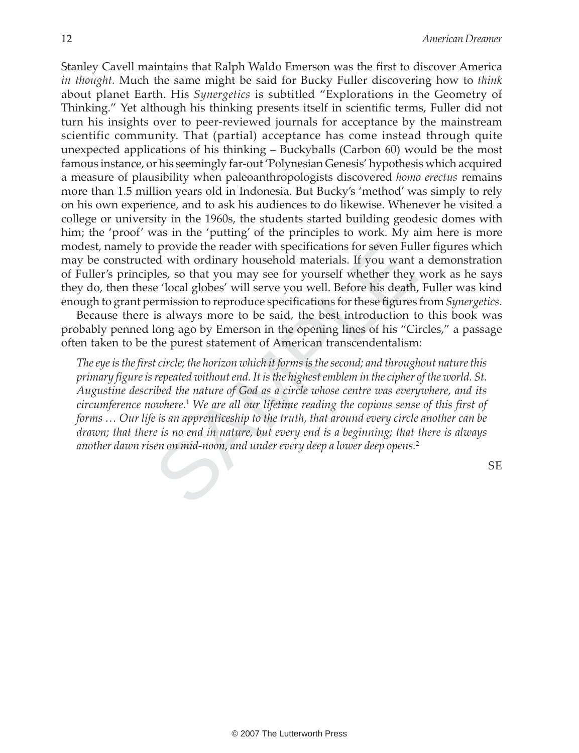Stanley Cavell maintains that Ralph Waldo Emerson was the first to discover America *in thought.* Much the same might be said for Bucky Fuller discovering how to *think* about planet Earth. His *Synergetics* is subtitled "Explorations in the Geometry of Thinking." Yet although his thinking presents itself in scientific terms, Fuller did not turn his insights over to peer-reviewed journals for acceptance by the mainstream scientific community. That (partial) acceptance has come instead through quite unexpected applications of his thinking – Buckyballs (Carbon 60) would be the most famous instance, or his seemingly far-out 'Polynesian Genesis' hypothesis which acquired a measure of plausibility when paleoanthropologists discovered *homo erectus* remains more than 1.5 million years old in Indonesia. But Bucky's 'method' was simply to rely on his own experience, and to ask his audiences to do likewise. Whenever he visited a college or university in the 1960s, the students started building geodesic domes with him; the 'proof' was in the 'putting' of the principles to work. My aim here is more modest, namely to provide the reader with specifications for seven Fuller figures which may be constructed with ordinary household materials. If you want a demonstration of Fuller's principles, so that you may see for yourself whether they work as he says they do, then these 'local globes' will serve you well. Before his death, Fuller was kind enough to grant permission to reproduce specifications for these figures from *Synergetics*.

Because there is always more to be said, the best introduction to this book was probably penned long ago by Emerson in the opening lines of his "Circles," a passage often taken to be the purest statement of American transcendentalism:

> *The eye is the first circle; the horizon which it forms is the second; and throughout nature this primary figure is repeated without end. It is the highest emblem in the cipher of the world. St. Augustine described the nature of God as a circle whose centre was everywhere, and its circumference nowhere.*[1] *We are all our lifetime reading the copious sense of this first of forms … Our life is an apprenticeship to the truth, that around every circle another can be drawn; that there is no end in nature, but every end is a beginning; that there is always another dawn risen on mid-noon, and under every deep a lower deep opens.*[2]

SE